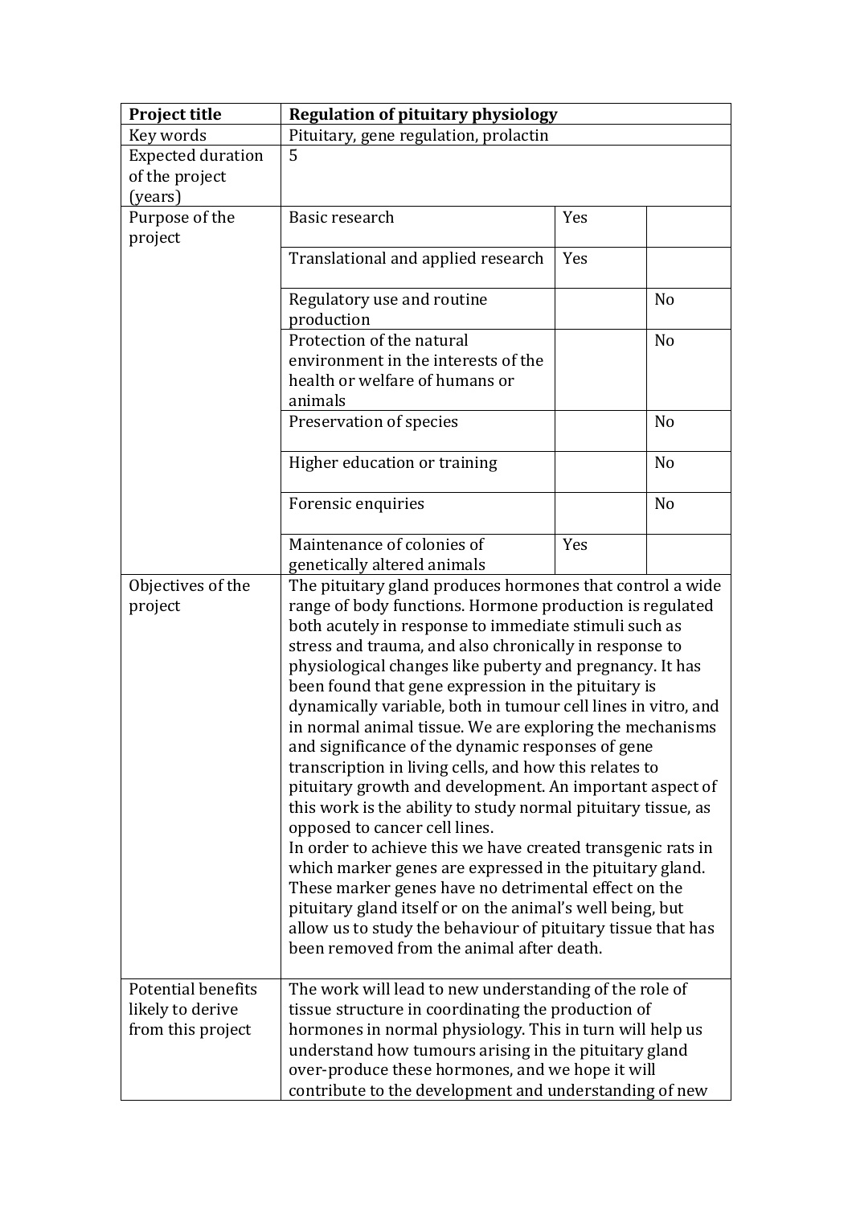| Project title | Regulation of pituitary physiology | | |
|---|---|---|---|
| Key words | Pituitary, gene regulation, prolactin | | |
| Expected duration of the project (years) | 5 | | |
| Purpose of the project | Basic research | Yes | |
| | Translational and applied research | Yes | |
| | Regulatory use and routine production | | No |
| | Protection of the natural environment in the interests of the health or welfare of humans or animals | | No |
| | Preservation of species | | No |
| | Higher education or training | | No |
| | Forensic enquiries | | No |
| | Maintenance of colonies of genetically altered animals | Yes | |
| Objectives of the project | The pituitary gland produces hormones that control a wide range of body functions. Hormone production is regulated both acutely in response to immediate stimuli such as stress and trauma, and also chronically in response to physiological changes like puberty and pregnancy. It has been found that gene expression in the pituitary is dynamically variable, both in tumour cell lines in vitro, and in normal animal tissue. We are exploring the mechanisms and significance of the dynamic responses of gene transcription in living cells, and how this relates to pituitary growth and development. An important aspect of this work is the ability to study normal pituitary tissue, as opposed to cancer cell lines.<br>In order to achieve this we have created transgenic rats in which marker genes are expressed in the pituitary gland. These marker genes have no detrimental effect on the pituitary gland itself or on the animal's well being, but allow us to study the behaviour of pituitary tissue that has been removed from the animal after death. | | |
| Potential benefits likely to derive from this project | The work will lead to new understanding of the role of tissue structure in coordinating the production of hormones in normal physiology. This in turn will help us understand how tumours arising in the pituitary gland over-produce these hormones, and we hope it will contribute to the development and understanding of new | | |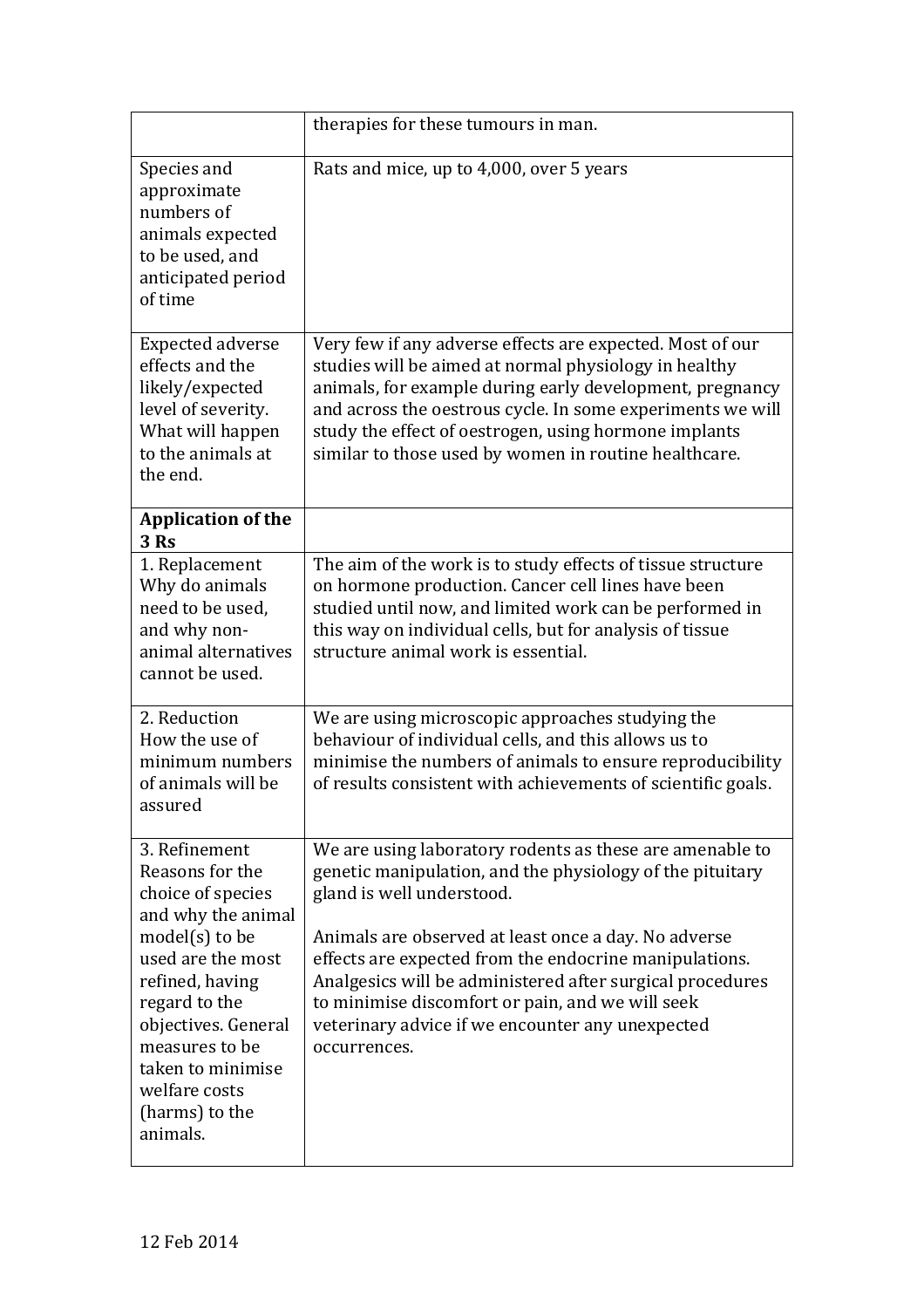| | |
|---|---|
| | therapies for these tumours in man. |
| Species and approximate numbers of animals expected to be used, and anticipated period of time | Rats and mice, up to 4,000, over 5 years |
| Expected adverse effects and the likely/expected level of severity. What will happen to the animals at the end. | Very few if any adverse effects are expected. Most of our studies will be aimed at normal physiology in healthy animals, for example during early development, pregnancy and across the oestrous cycle. In some experiments we will study the effect of oestrogen, using hormone implants similar to those used by women in routine healthcare. |
| **Application of the 3 Rs** | |
| 1. Replacement<br>Why do animals need to be used, and why non-animal alternatives cannot be used. | The aim of the work is to study effects of tissue structure on hormone production. Cancer cell lines have been studied until now, and limited work can be performed in this way on individual cells, but for analysis of tissue structure animal work is essential. |
| 2. Reduction<br>How the use of minimum numbers of animals will be assured | We are using microscopic approaches studying the behaviour of individual cells, and this allows us to minimise the numbers of animals to ensure reproducibility of results consistent with achievements of scientific goals. |
| 3. Refinement<br>Reasons for the choice of species and why the animal model(s) to be used are the most refined, having regard to the objectives. General measures to be taken to minimise welfare costs (harms) to the animals. | We are using laboratory rodents as these are amenable to genetic manipulation, and the physiology of the pituitary gland is well understood.<br><br>Animals are observed at least once a day. No adverse effects are expected from the endocrine manipulations. Analgesics will be administered after surgical procedures to minimise discomfort or pain, and we will seek veterinary advice if we encounter any unexpected occurrences. |

12 Feb 2014